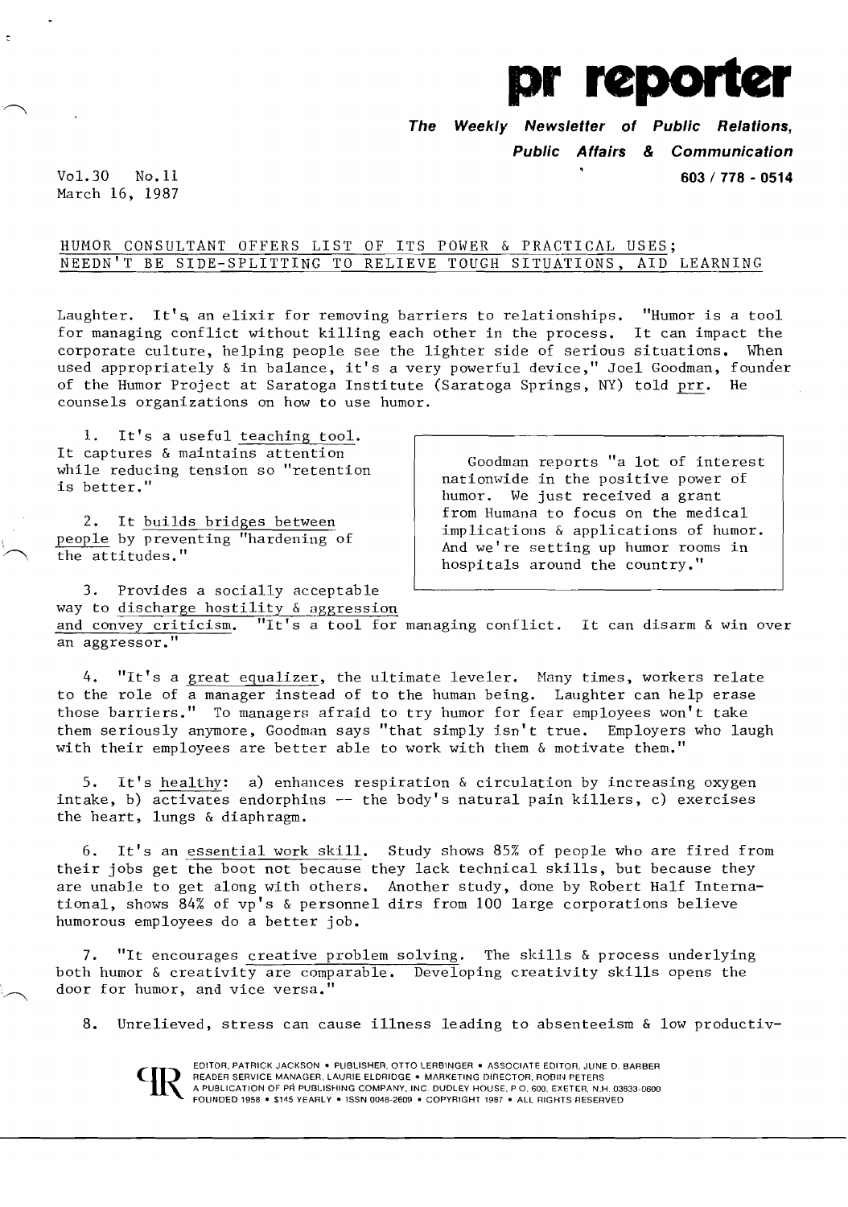# pr reporter

**The Weekly Newsletter of Public Relations, Public Affairs & Communication**

**603 / 778 - 0514**

Vol.30 No.11
March 16, 1987

## HUMOR CONSULTANT OFFERS LIST OF ITS POWER & PRACTICAL USES; NEEDN'T BE SIDE-SPLITTING TO RELIEVE TOUGH SITUATIONS, AID LEARNING

Laughter. It's an elixir for removing barriers to relationships. "Humor is a tool for managing conflict without killing each other in the process. It can impact the corporate culture, helping people see the lighter side of serious situations. When used appropriately & in balance, it's a very powerful device," Joel Goodman, founder of the Humor Project at Saratoga Institute (Saratoga Springs, NY) told prr. He counsels organizations on how to use humor.

1. It's a useful teaching tool. It captures & maintains attention while reducing tension so "retention is better."

2. It builds bridges between people by preventing "hardening of the attitudes."

3. Provides a socially acceptable way to discharge hostility & aggression and convey criticism. "It's a tool for managing conflict. It can disarm & win over an aggressor."

> Goodman reports "a lot of interest nationwide in the positive power of humor. We just received a grant from Humana to focus on the medical implications & applications of humor. And we're setting up humor rooms in hospitals around the country."

4. "It's a great equalizer, the ultimate leveler. Many times, workers relate to the role of a manager instead of to the human being. Laughter can help erase those barriers." To managers afraid to try humor for fear employees won't take them seriously anymore, Goodman says "that simply isn't true. Employers who laugh with their employees are better able to work with them & motivate them."

5. It's healthy: a) enhances respiration & circulation by increasing oxygen intake, b) activates endorphins -- the body's natural pain killers, c) exercises the heart, lungs & diaphragm.

6. It's an essential work skill. Study shows 85% of people who are fired from their jobs get the boot not because they lack technical skills, but because they are unable to get along with others. Another study, done by Robert Half International, shows 84% of vp's & personnel dirs from 100 large corporations believe humorous employees do a better job.

7. "It encourages creative problem solving. The skills & process underlying both humor & creativity are comparable. Developing creativity skills opens the door for humor, and vice versa."

8. Unrelieved, stress can cause illness leading to absenteeism & low productiv-

EDITOR, PATRICK JACKSON • PUBLISHER, OTTO LERBINGER • ASSOCIATE EDITOR, JUNE D. BARBER
READER SERVICE MANAGER, LAURIE ELDRIDGE • MARKETING DIRECTOR, ROBIN PETERS
A PUBLICATION OF PR PUBLISHING COMPANY, INC. DUDLEY HOUSE, P.O. 600, EXETER, N.H. 03833-0600
FOUNDED 1958 • $145 YEARLY • ISSN 0048-2609 • COPYRIGHT 1987 • ALL RIGHTS RESERVED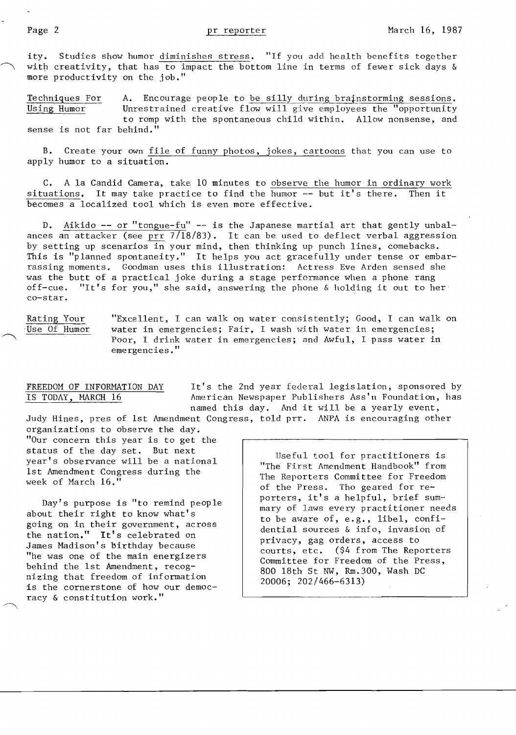ity. Studies show humor diminishes stress. "If you add health benefits together with creativity, that has to impact the bottom line in terms of fewer sick days & more productivity on the job."

**Techniques For Using Humor**

A. Encourage people to be silly during brainstorming sessions. Unrestrained creative flow will give employees the "opportunity to romp with the spontaneous child within. Allow nonsense, and sense is not far behind."

B. Create your own file of funny photos, jokes, cartoons that you can use to apply humor to a situation.

C. A la Candid Camera, take 10 minutes to observe the humor in ordinary work situations. It may take practice to find the humor -- but it's there. Then it becomes a localized tool which is even more effective.

D. Aikido -- or "tongue-fu" -- is the Japanese martial art that gently unbalances an attacker (see prr 7/18/83). It can be used to deflect verbal aggression by setting up scenarios in your mind, then thinking up punch lines, comebacks. This is "planned spontaneity." It helps you act gracefully under tense or embarrassing moments. Goodman uses this illustration: Actress Eve Arden sensed she was the butt of a practical joke during a stage performance when a phone rang off-cue. "It's for you," she said, answering the phone & holding it out to her co-star.

**Rating Your Use Of Humor**

"Excellent, I can walk on water consistently; Good, I can walk on water in emergencies; Fair, I wash with water in emergencies; Poor, I drink water in emergencies; and Awful, I pass water in emergencies."

## FREEDOM OF INFORMATION DAY IS TODAY, MARCH 16

It's the 2nd year federal legislation, sponsored by American Newspaper Publishers Ass'n Foundation, has named this day. And it will be a yearly event, Judy Hines, pres of 1st Amendment Congress, told prr. ANPA is encouraging other organizations to observe the day. "Our concern this year is to get the status of the day set. But next year's observance will be a national 1st Amendment Congress during the week of March 16."

Day's purpose is "to remind people about their right to know what's going on in their government, across the nation." It's celebrated on James Madison's birthday because "he was one of the main energizers behind the 1st Amendment, recognizing that freedom of information is the cornerstone of how our democracy & constitution work."

> Useful tool for practitioners is "The First Amendment Handbook" from The Reporters Committee for Freedom of the Press. Tho geared for reporters, it's a helpful, brief summary of laws every practitioner needs to be aware of, e.g., libel, confidential sources & info, invasion of privacy, gag orders, access to courts, etc. ($4 from The Reporters Committee for Freedom of the Press, 800 18th St NW, Rm.300, Wash DC 20006; 202/466-6313)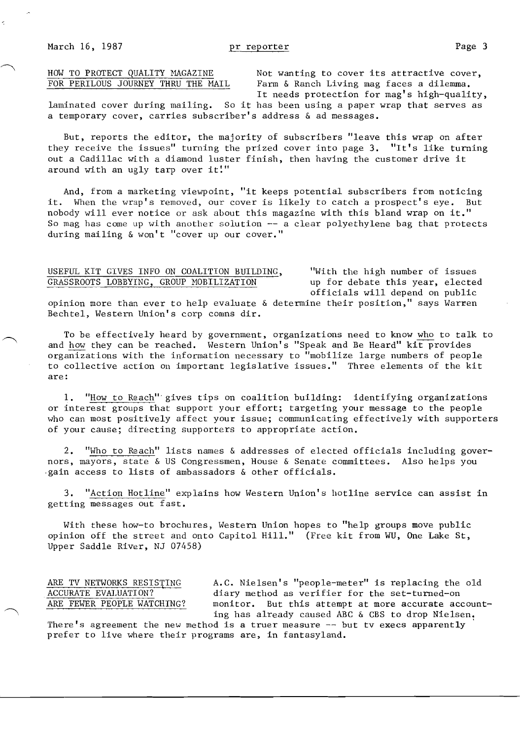## HOW TO PROTECT QUALITY MAGAZINE FOR PERILOUS JOURNEY THRU THE MAIL

Not wanting to cover its attractive cover, Farm & Ranch Living mag faces a dilemma. It needs protection for mag's high-quality, laminated cover during mailing. So it has been using a paper wrap that serves as a temporary cover, carries subscriber's address & ad messages.

But, reports the editor, the majority of subscribers "leave this wrap on after they receive the issues" turning the prized cover into page 3. "It's like turning out a Cadillac with a diamond luster finish, then having the customer drive it around with an ugly tarp over it!"

And, from a marketing viewpoint, "it keeps potential subscribers from noticing it. When the wrap's removed, our cover is likely to catch a prospect's eye. But nobody will ever notice or ask about this magazine with this bland wrap on it." So mag has come up with another solution -- a clear polyethylene bag that protects during mailing & won't "cover up our cover."

## USEFUL KIT GIVES INFO ON COALITION BUILDING, GRASSROOTS LOBBYING, GROUP MOBILIZATION

"With the high number of issues up for debate this year, elected officials will depend on public opinion more than ever to help evaluate & determine their position," says Warren Bechtel, Western Union's corp comns dir.

To be effectively heard by government, organizations need to know who to talk to and how they can be reached. Western Union's "Speak and Be Heard" kit provides organizations with the information necessary to "mobilize large numbers of people to collective action on important legislative issues." Three elements of the kit are:

1. "How to Reach" gives tips on coalition building: identifying organizations or interest groups that support your effort; targeting your message to the people who can most positively affect your issue; communicating effectively with supporters of your cause; directing supporters to appropriate action.

2. "Who to Reach" lists names & addresses of elected officials including governors, mayors, state & US Congressmen, House & Senate committees. Also helps you gain access to lists of ambassadors & other officials.

3. "Action Hotline" explains how Western Union's hotline service can assist in getting messages out fast.

With these how-to brochures, Western Union hopes to "help groups move public opinion off the street and onto Capitol Hill." (Free kit from WU, One Lake St, Upper Saddle River, NJ 07458)

## ARE TV NETWORKS RESISTING ACCURATE EVALUATION? ARE FEWER PEOPLE WATCHING?

A.C. Nielsen's "people-meter" is replacing the old diary method as verifier for the set-turned-on monitor. But this attempt at more accurate accounting has already caused ABC & CBS to drop Nielsen. There's agreement the new method is a truer measure -- but tv execs apparently prefer to live where their programs are, in fantasyland.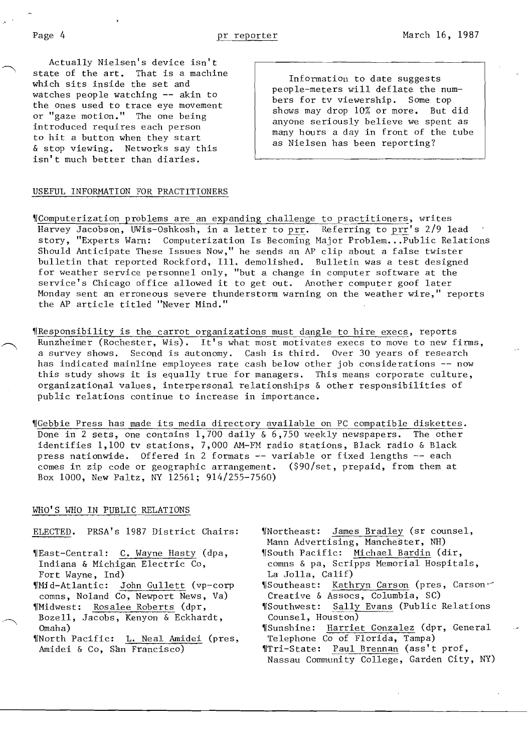Actually Nielsen's device isn't state of the art. That is a machine which sits inside the set and watches people watching -- akin to the ones used to trace eye movement or "gaze motion." The one being introduced requires each person to hit a button when they start & stop viewing. Networks say this isn't much better than diaries.

> Information to date suggests people-meters will deflate the numbers for tv viewership. Some top shows may drop 10% or more. But did anyone seriously believe we spent as many hours a day in front of the tube as Nielsen has been reporting?

## USEFUL INFORMATION FOR PRACTITIONERS

¶Computerization problems are an expanding challenge to practitioners, writes Harvey Jacobson, UWis-Oshkosh, in a letter to prr. Referring to prr's 2/9 lead story, "Experts Warn: Computerization Is Becoming Major Problem...Public Relations Should Anticipate These Issues Now," he sends an AP clip about a false twister bulletin that reported Rockford, Ill. demolished. Bulletin was a test designed for weather service personnel only, "but a change in computer software at the service's Chicago office allowed it to get out. Another computer goof later Monday sent an erroneous severe thunderstorm warning on the weather wire," reports the AP article titled "Never Mind."

¶Responsibility is the carrot organizations must dangle to hire execs, reports Runzheimer (Rochester, Wis). It's what most motivates execs to move to new firms, a survey shows. Second is autonomy. Cash is third. Over 30 years of research has indicated mainline employees rate cash below other job considerations -- now this study shows it is equally true for managers. This means corporate culture, organizational values, interpersonal relationships & other responsibilities of public relations continue to increase in importance.

¶Gebbie Press has made its media directory available on PC compatible diskettes. Done in 2 sets, one contains 1,700 daily & 6,750 weekly newspapers. The other identifies 1,100 tv stations, 7,000 AM-FM radio stations, Black radio & Black press nationwide. Offered in 2 formats -- variable or fixed lengths -- each comes in zip code or geographic arrangement. ($90/set, prepaid, from them at Box 1000, New Paltz, NY 12561; 914/255-7560)

## WHO'S WHO IN PUBLIC RELATIONS

ELECTED. PRSA's 1987 District Chairs:

¶East-Central: C. Wayne Hasty (dpa, Indiana & Michigan Electric Co, Fort Wayne, Ind)
¶Mid-Atlantic: John Gullett (vp-corp comns, Noland Co, Newport News, Va)
¶Midwest: Rosalee Roberts (dpr, Bozell, Jacobs, Kenyon & Eckhardt, Omaha)
¶North Pacific: L. Neal Amidei (pres, Amidei & Co, San Francisco)
¶Northeast: James Bradley (sr counsel, Mann Advertising, Manchester, NH)
¶South Pacific: Michael Bardin (dir, comns & pa, Scripps Memorial Hospitals, La Jolla, Calif)
¶Southeast: Kathryn Carson (pres, Carson Creative & Assocs, Columbia, SC)
¶Southwest: Sally Evans (Public Relations Counsel, Houston)
¶Sunshine: Harriet Gonzalez (dpr, General Telephone Co of Florida, Tampa)
¶Tri-State: Paul Brennan (ass't prof, Nassau Community College, Garden City, NY)